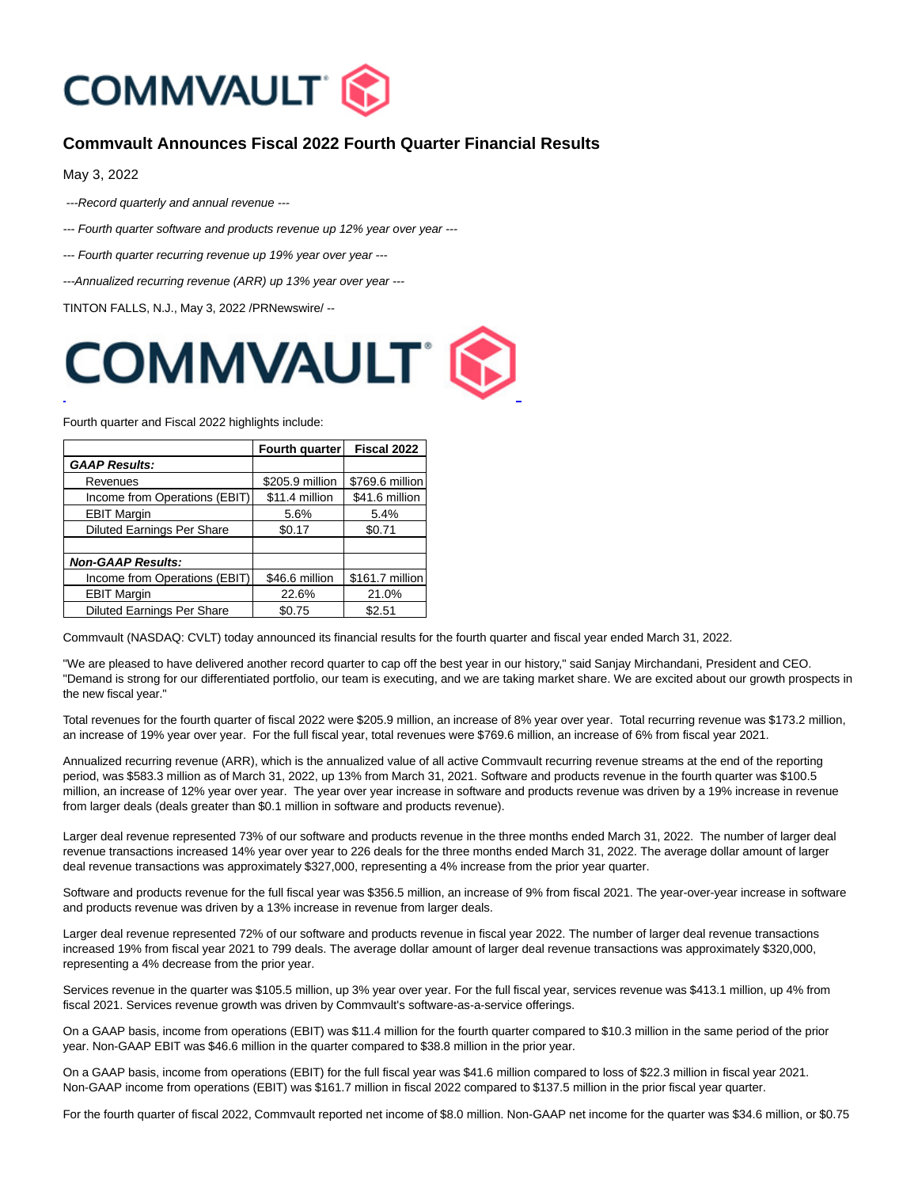# Commvault Announces Fiscal 2022 Fourth Quarter Financial Results

May 3, 2022

*---Record quarterly and annual revenue ---*

*--- Fourth quarter software and products revenue up 12% year over year ---*

*--- Fourth quarter recurring revenue up 19% year over year ---*

*---Annualized recurring revenue (ARR) up 13% year over year ---*

TINTON FALLS, N.J., May 3, 2022 /PRNewswire/ --

Fourth quarter and Fiscal 2022 highlights include:

| | Fourth quarter | Fiscal 2022 |
|---|---|---|
| ***GAAP Results:*** | | |
| Revenues | $205.9 million | $769.6 million |
| Income from Operations (EBIT) | $11.4 million | $41.6 million |
| EBIT Margin | 5.6% | 5.4% |
| Diluted Earnings Per Share | $0.17 | $0.71 |
| | | |
| ***Non-GAAP Results:*** | | |
| Income from Operations (EBIT) | $46.6 million | $161.7 million |
| EBIT Margin | 22.6% | 21.0% |
| Diluted Earnings Per Share | $0.75 | $2.51 |

Commvault (NASDAQ: CVLT) today announced its financial results for the fourth quarter and fiscal year ended March 31, 2022.

"We are pleased to have delivered another record quarter to cap off the best year in our history," said Sanjay Mirchandani, President and CEO. "Demand is strong for our differentiated portfolio, our team is executing, and we are taking market share. We are excited about our growth prospects in the new fiscal year."

Total revenues for the fourth quarter of fiscal 2022 were $205.9 million, an increase of 8% year over year. Total recurring revenue was $173.2 million, an increase of 19% year over year. For the full fiscal year, total revenues were $769.6 million, an increase of 6% from fiscal year 2021.

Annualized recurring revenue (ARR), which is the annualized value of all active Commvault recurring revenue streams at the end of the reporting period, was $583.3 million as of March 31, 2022, up 13% from March 31, 2021. Software and products revenue in the fourth quarter was $100.5 million, an increase of 12% year over year. The year over year increase in software and products revenue was driven by a 19% increase in revenue from larger deals (deals greater than $0.1 million in software and products revenue).

Larger deal revenue represented 73% of our software and products revenue in the three months ended March 31, 2022. The number of larger deal revenue transactions increased 14% year over year to 226 deals for the three months ended March 31, 2022. The average dollar amount of larger deal revenue transactions was approximately $327,000, representing a 4% increase from the prior year quarter.

Software and products revenue for the full fiscal year was $356.5 million, an increase of 9% from fiscal 2021. The year-over-year increase in software and products revenue was driven by a 13% increase in revenue from larger deals.

Larger deal revenue represented 72% of our software and products revenue in fiscal year 2022. The number of larger deal revenue transactions increased 19% from fiscal year 2021 to 799 deals. The average dollar amount of larger deal revenue transactions was approximately $320,000, representing a 4% decrease from the prior year.

Services revenue in the quarter was $105.5 million, up 3% year over year. For the full fiscal year, services revenue was $413.1 million, up 4% from fiscal 2021. Services revenue growth was driven by Commvault's software-as-a-service offerings.

On a GAAP basis, income from operations (EBIT) was $11.4 million for the fourth quarter compared to $10.3 million in the same period of the prior year. Non-GAAP EBIT was $46.6 million in the quarter compared to $38.8 million in the prior year.

On a GAAP basis, income from operations (EBIT) for the full fiscal year was $41.6 million compared to loss of $22.3 million in fiscal year 2021. Non-GAAP income from operations (EBIT) was $161.7 million in fiscal 2022 compared to $137.5 million in the prior fiscal year quarter.

For the fourth quarter of fiscal 2022, Commvault reported net income of $8.0 million. Non-GAAP net income for the quarter was $34.6 million, or $0.75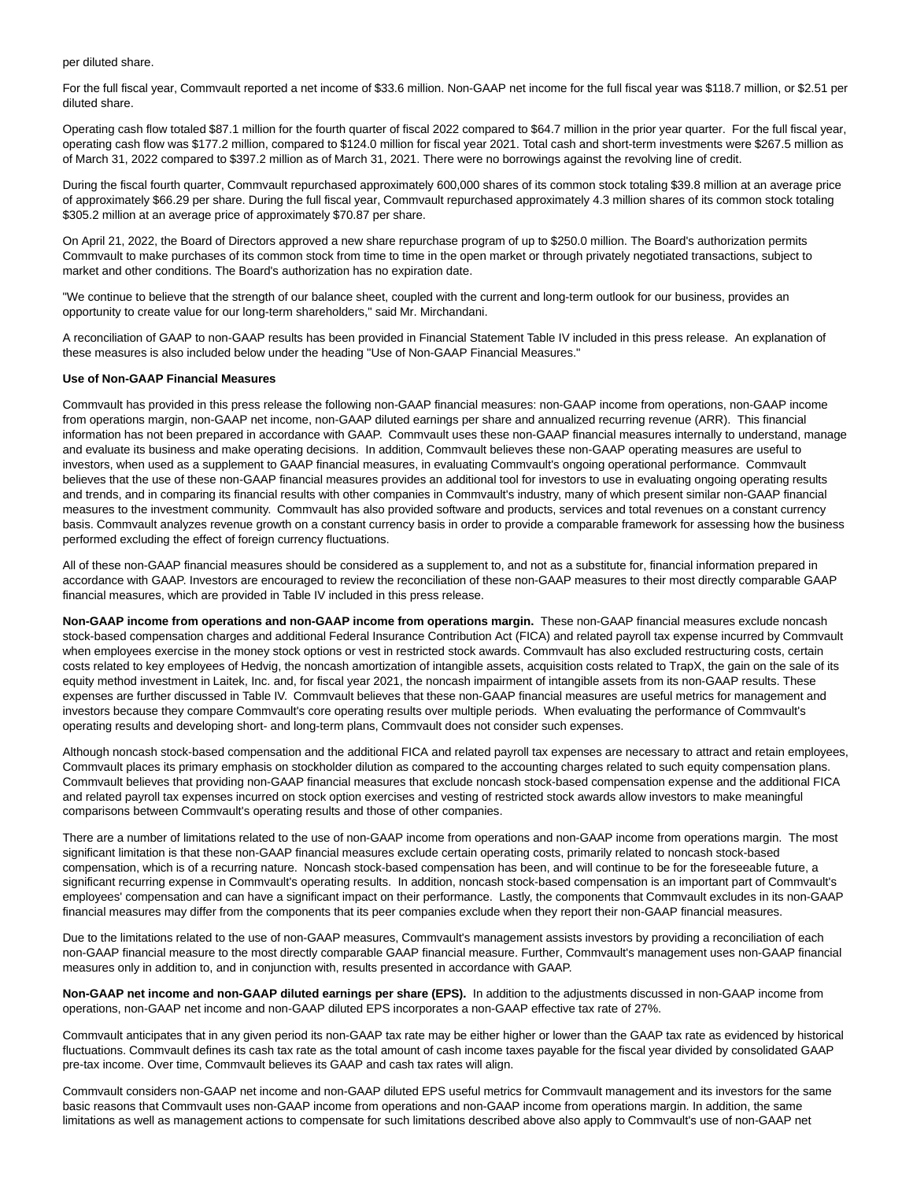per diluted share.

For the full fiscal year, Commvault reported a net income of $33.6 million. Non-GAAP net income for the full fiscal year was $118.7 million, or $2.51 per diluted share.

Operating cash flow totaled $87.1 million for the fourth quarter of fiscal 2022 compared to $64.7 million in the prior year quarter. For the full fiscal year, operating cash flow was $177.2 million, compared to $124.0 million for fiscal year 2021. Total cash and short-term investments were $267.5 million as of March 31, 2022 compared to $397.2 million as of March 31, 2021. There were no borrowings against the revolving line of credit.

During the fiscal fourth quarter, Commvault repurchased approximately 600,000 shares of its common stock totaling $39.8 million at an average price of approximately $66.29 per share. During the full fiscal year, Commvault repurchased approximately 4.3 million shares of its common stock totaling $305.2 million at an average price of approximately $70.87 per share.

On April 21, 2022, the Board of Directors approved a new share repurchase program of up to $250.0 million. The Board's authorization permits Commvault to make purchases of its common stock from time to time in the open market or through privately negotiated transactions, subject to market and other conditions. The Board's authorization has no expiration date.

"We continue to believe that the strength of our balance sheet, coupled with the current and long-term outlook for our business, provides an opportunity to create value for our long-term shareholders," said Mr. Mirchandani.

A reconciliation of GAAP to non-GAAP results has been provided in Financial Statement Table IV included in this press release. An explanation of these measures is also included below under the heading "Use of Non-GAAP Financial Measures."

**Use of Non-GAAP Financial Measures**

Commvault has provided in this press release the following non-GAAP financial measures: non-GAAP income from operations, non-GAAP income from operations margin, non-GAAP net income, non-GAAP diluted earnings per share and annualized recurring revenue (ARR). This financial information has not been prepared in accordance with GAAP. Commvault uses these non-GAAP financial measures internally to understand, manage and evaluate its business and make operating decisions. In addition, Commvault believes these non-GAAP operating measures are useful to investors, when used as a supplement to GAAP financial measures, in evaluating Commvault's ongoing operational performance. Commvault believes that the use of these non-GAAP financial measures provides an additional tool for investors to use in evaluating ongoing operating results and trends, and in comparing its financial results with other companies in Commvault's industry, many of which present similar non-GAAP financial measures to the investment community. Commvault has also provided software and products, services and total revenues on a constant currency basis. Commvault analyzes revenue growth on a constant currency basis in order to provide a comparable framework for assessing how the business performed excluding the effect of foreign currency fluctuations.

All of these non-GAAP financial measures should be considered as a supplement to, and not as a substitute for, financial information prepared in accordance with GAAP. Investors are encouraged to review the reconciliation of these non-GAAP measures to their most directly comparable GAAP financial measures, which are provided in Table IV included in this press release.

**Non-GAAP income from operations and non-GAAP income from operations margin.** These non-GAAP financial measures exclude noncash stock-based compensation charges and additional Federal Insurance Contribution Act (FICA) and related payroll tax expense incurred by Commvault when employees exercise in the money stock options or vest in restricted stock awards. Commvault has also excluded restructuring costs, certain costs related to key employees of Hedvig, the noncash amortization of intangible assets, acquisition costs related to TrapX, the gain on the sale of its equity method investment in Laitek, Inc. and, for fiscal year 2021, the noncash impairment of intangible assets from its non-GAAP results. These expenses are further discussed in Table IV. Commvault believes that these non-GAAP financial measures are useful metrics for management and investors because they compare Commvault's core operating results over multiple periods. When evaluating the performance of Commvault's operating results and developing short- and long-term plans, Commvault does not consider such expenses.

Although noncash stock-based compensation and the additional FICA and related payroll tax expenses are necessary to attract and retain employees, Commvault places its primary emphasis on stockholder dilution as compared to the accounting charges related to such equity compensation plans. Commvault believes that providing non-GAAP financial measures that exclude noncash stock-based compensation expense and the additional FICA and related payroll tax expenses incurred on stock option exercises and vesting of restricted stock awards allow investors to make meaningful comparisons between Commvault's operating results and those of other companies.

There are a number of limitations related to the use of non-GAAP income from operations and non-GAAP income from operations margin. The most significant limitation is that these non-GAAP financial measures exclude certain operating costs, primarily related to noncash stock-based compensation, which is of a recurring nature. Noncash stock-based compensation has been, and will continue to be for the foreseeable future, a significant recurring expense in Commvault's operating results. In addition, noncash stock-based compensation is an important part of Commvault's employees' compensation and can have a significant impact on their performance. Lastly, the components that Commvault excludes in its non-GAAP financial measures may differ from the components that its peer companies exclude when they report their non-GAAP financial measures.

Due to the limitations related to the use of non-GAAP measures, Commvault's management assists investors by providing a reconciliation of each non-GAAP financial measure to the most directly comparable GAAP financial measure. Further, Commvault's management uses non-GAAP financial measures only in addition to, and in conjunction with, results presented in accordance with GAAP.

**Non-GAAP net income and non-GAAP diluted earnings per share (EPS).** In addition to the adjustments discussed in non-GAAP income from operations, non-GAAP net income and non-GAAP diluted EPS incorporates a non-GAAP effective tax rate of 27%.

Commvault anticipates that in any given period its non-GAAP tax rate may be either higher or lower than the GAAP tax rate as evidenced by historical fluctuations. Commvault defines its cash tax rate as the total amount of cash income taxes payable for the fiscal year divided by consolidated GAAP pre-tax income. Over time, Commvault believes its GAAP and cash tax rates will align.

Commvault considers non-GAAP net income and non-GAAP diluted EPS useful metrics for Commvault management and its investors for the same basic reasons that Commvault uses non-GAAP income from operations and non-GAAP income from operations margin. In addition, the same limitations as well as management actions to compensate for such limitations described above also apply to Commvault's use of non-GAAP net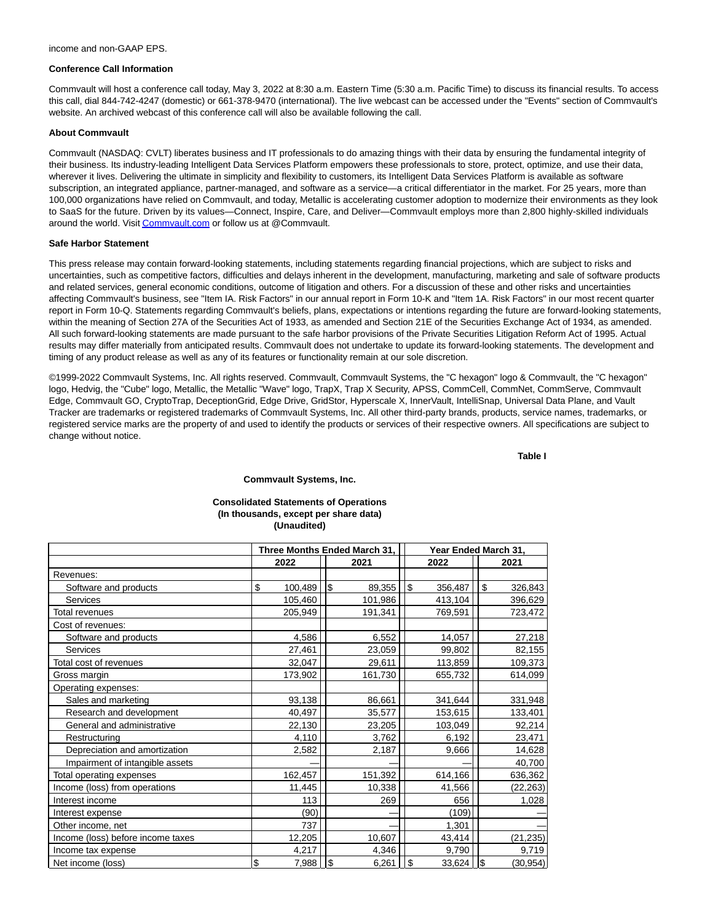income and non-GAAP EPS.

**Conference Call Information**

Commvault will host a conference call today, May 3, 2022 at 8:30 a.m. Eastern Time (5:30 a.m. Pacific Time) to discuss its financial results. To access this call, dial 844-742-4247 (domestic) or 661-378-9470 (international). The live webcast can be accessed under the "Events" section of Commvault's website. An archived webcast of this conference call will also be available following the call.

**About Commvault**

Commvault (NASDAQ: CVLT) liberates business and IT professionals to do amazing things with their data by ensuring the fundamental integrity of their business. Its industry-leading Intelligent Data Services Platform empowers these professionals to store, protect, optimize, and use their data, wherever it lives. Delivering the ultimate in simplicity and flexibility to customers, its Intelligent Data Services Platform is available as software subscription, an integrated appliance, partner-managed, and software as a service—a critical differentiator in the market. For 25 years, more than 100,000 organizations have relied on Commvault, and today, Metallic is accelerating customer adoption to modernize their environments as they look to SaaS for the future. Driven by its values—Connect, Inspire, Care, and Deliver—Commvault employs more than 2,800 highly-skilled individuals around the world. Visit Commvault.com or follow us at @Commvault.

**Safe Harbor Statement**

This press release may contain forward-looking statements, including statements regarding financial projections, which are subject to risks and uncertainties, such as competitive factors, difficulties and delays inherent in the development, manufacturing, marketing and sale of software products and related services, general economic conditions, outcome of litigation and others. For a discussion of these and other risks and uncertainties affecting Commvault's business, see "Item IA. Risk Factors" in our annual report in Form 10-K and "Item 1A. Risk Factors" in our most recent quarter report in Form 10-Q. Statements regarding Commvault's beliefs, plans, expectations or intentions regarding the future are forward-looking statements, within the meaning of Section 27A of the Securities Act of 1933, as amended and Section 21E of the Securities Exchange Act of 1934, as amended. All such forward-looking statements are made pursuant to the safe harbor provisions of the Private Securities Litigation Reform Act of 1995. Actual results may differ materially from anticipated results. Commvault does not undertake to update its forward-looking statements. The development and timing of any product release as well as any of its features or functionality remain at our sole discretion.

©1999-2022 Commvault Systems, Inc. All rights reserved. Commvault, Commvault Systems, the "C hexagon" logo & Commvault, the "C hexagon" logo, Hedvig, the "Cube" logo, Metallic, the Metallic "Wave" logo, TrapX, Trap X Security, APSS, CommCell, CommNet, CommServe, Commvault Edge, Commvault GO, CryptoTrap, DeceptionGrid, Edge Drive, GridStor, Hyperscale X, InnerVault, IntelliSnap, Universal Data Plane, and Vault Tracker are trademarks or registered trademarks of Commvault Systems, Inc. All other third-party brands, products, service names, trademarks, or registered service marks are the property of and used to identify the products or services of their respective owners. All specifications are subject to change without notice.

**Table I**

**Commvault Systems, Inc.**

**Consolidated Statements of Operations**
**(In thousands, except per share data)**
**(Unaudited)**

| | Three Months Ended March 31, | | Year Ended March 31, | |
|---|---|---|---|---|
| | 2022 | 2021 | 2022 | 2021 |
| Revenues: | | | | |
| Software and products | $ 100,489 | $ 89,355 | $ 356,487 | $ 326,843 |
| Services | 105,460 | 101,986 | 413,104 | 396,629 |
| Total revenues | 205,949 | 191,341 | 769,591 | 723,472 |
| Cost of revenues: | | | | |
| Software and products | 4,586 | 6,552 | 14,057 | 27,218 |
| Services | 27,461 | 23,059 | 99,802 | 82,155 |
| Total cost of revenues | 32,047 | 29,611 | 113,859 | 109,373 |
| Gross margin | 173,902 | 161,730 | 655,732 | 614,099 |
| Operating expenses: | | | | |
| Sales and marketing | 93,138 | 86,661 | 341,644 | 331,948 |
| Research and development | 40,497 | 35,577 | 153,615 | 133,401 |
| General and administrative | 22,130 | 23,205 | 103,049 | 92,214 |
| Restructuring | 4,110 | 3,762 | 6,192 | 23,471 |
| Depreciation and amortization | 2,582 | 2,187 | 9,666 | 14,628 |
| Impairment of intangible assets | — | — | — | 40,700 |
| Total operating expenses | 162,457 | 151,392 | 614,166 | 636,362 |
| Income (loss) from operations | 11,445 | 10,338 | 41,566 | (22,263) |
| Interest income | 113 | 269 | 656 | 1,028 |
| Interest expense | (90) | — | (109) | — |
| Other income, net | 737 | — | 1,301 | — |
| Income (loss) before income taxes | 12,205 | 10,607 | 43,414 | (21,235) |
| Income tax expense | 4,217 | 4,346 | 9,790 | 9,719 |
| Net income (loss) | $ 7,988 | $ 6,261 | $ 33,624 | $ (30,954) |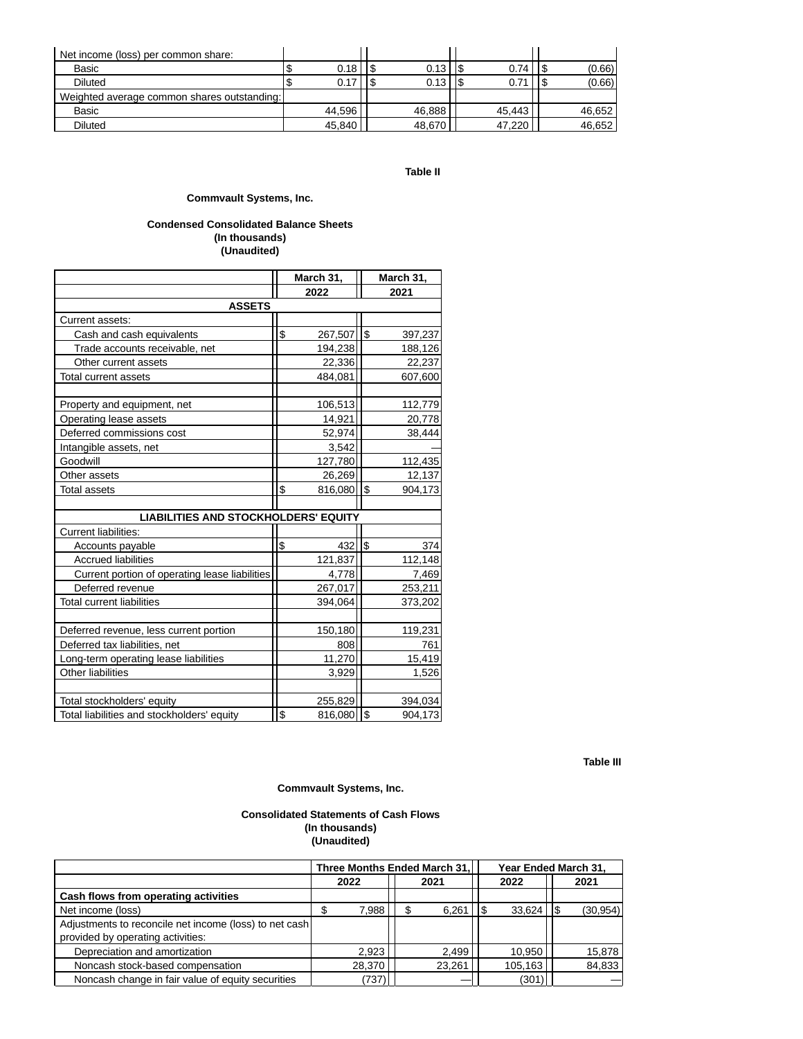| | | | | |
|---|---|---|---|---|
| Net income (loss) per common share: | | | | |
| Basic | $ 0.18 | $ 0.13 | $ 0.74 | $ (0.66) |
| Diluted | $ 0.17 | $ 0.13 | $ 0.71 | $ (0.66) |
| Weighted average common shares outstanding: | | | | |
| Basic | 44,596 | 46,888 | 45,443 | 46,652 |
| Diluted | 45,840 | 48,670 | 47,220 | 46,652 |

**Table II**

**Commvault Systems, Inc.**

**Condensed Consolidated Balance Sheets**
**(In thousands)**
**(Unaudited)**

| | March 31, 2022 | March 31, 2021 |
|---|---|---|
| **ASSETS** | | |
| Current assets: | | |
| Cash and cash equivalents | $ 267,507 | $ 397,237 |
| Trade accounts receivable, net | 194,238 | 188,126 |
| Other current assets | 22,336 | 22,237 |
| Total current assets | 484,081 | 607,600 |
| | | |
| Property and equipment, net | 106,513 | 112,779 |
| Operating lease assets | 14,921 | 20,778 |
| Deferred commissions cost | 52,974 | 38,444 |
| Intangible assets, net | 3,542 | — |
| Goodwill | 127,780 | 112,435 |
| Other assets | 26,269 | 12,137 |
| Total assets | $ 816,080 | $ 904,173 |
| | | |
| **LIABILITIES AND STOCKHOLDERS' EQUITY** | | |
| Current liabilities: | | |
| Accounts payable | $ 432 | $ 374 |
| Accrued liabilities | 121,837 | 112,148 |
| Current portion of operating lease liabilities | 4,778 | 7,469 |
| Deferred revenue | 267,017 | 253,211 |
| Total current liabilities | 394,064 | 373,202 |
| | | |
| Deferred revenue, less current portion | 150,180 | 119,231 |
| Deferred tax liabilities, net | 808 | 761 |
| Long-term operating lease liabilities | 11,270 | 15,419 |
| Other liabilities | 3,929 | 1,526 |
| | | |
| Total stockholders' equity | 255,829 | 394,034 |
| Total liabilities and stockholders' equity | $ 816,080 | $ 904,173 |

**Table III**

**Commvault Systems, Inc.**

**Consolidated Statements of Cash Flows**
**(In thousands)**
**(Unaudited)**

| | Three Months Ended March 31, | | Year Ended March 31, | |
|---|---|---|---|---|
| | 2022 | 2021 | 2022 | 2021 |
| **Cash flows from operating activities** | | | | |
| Net income (loss) | $ 7,988 | $ 6,261 | $ 33,624 | $ (30,954) |
| Adjustments to reconcile net income (loss) to net cash provided by operating activities: | | | | |
| Depreciation and amortization | 2,923 | 2,499 | 10,950 | 15,878 |
| Noncash stock-based compensation | 28,370 | 23,261 | 105,163 | 84,833 |
| Noncash change in fair value of equity securities | (737) | — | (301) | — |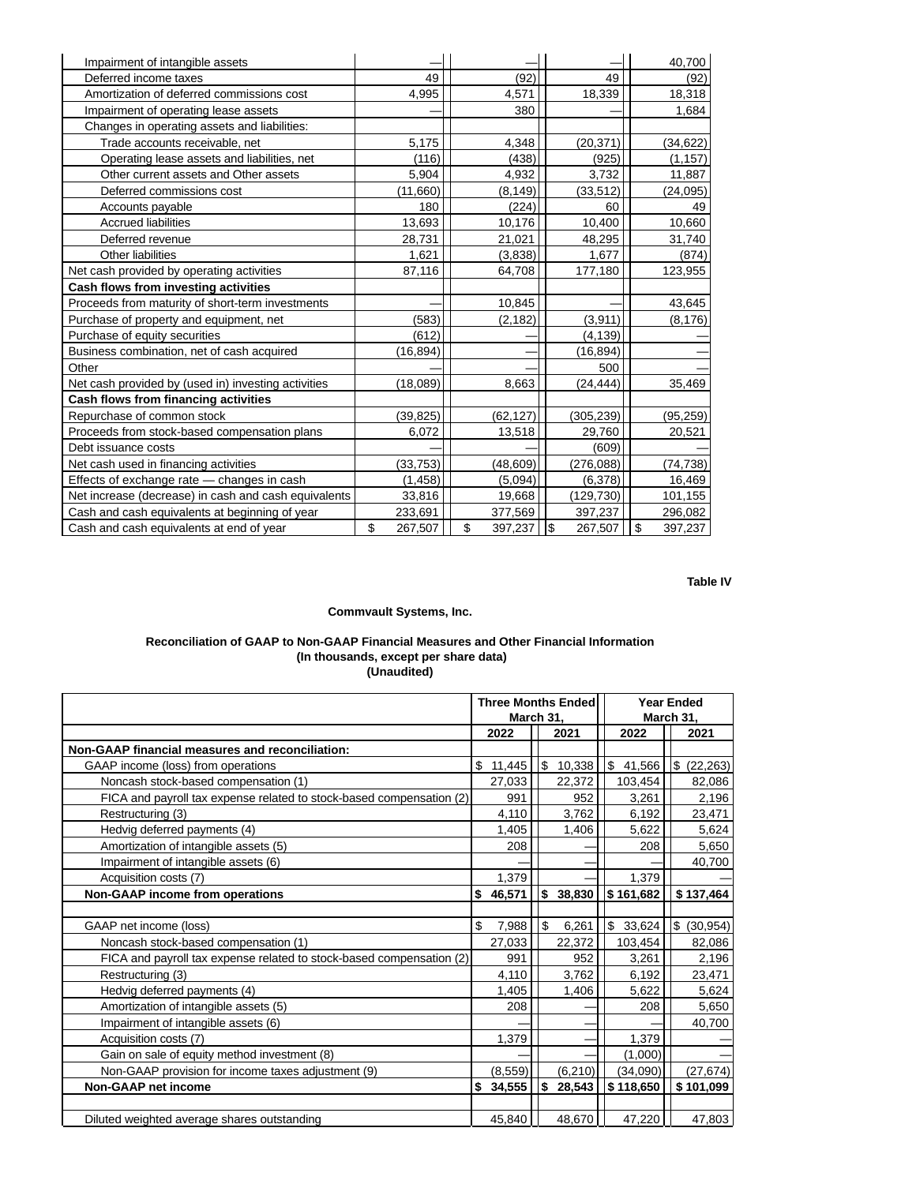| | | | | |
|---|---|---|---|---|
| Impairment of intangible assets | — | — | — | 40,700 |
| Deferred income taxes | 49 | (92) | 49 | (92) |
| Amortization of deferred commissions cost | 4,995 | 4,571 | 18,339 | 18,318 |
| Impairment of operating lease assets | — | 380 | — | 1,684 |
| Changes in operating assets and liabilities: | | | | |
| Trade accounts receivable, net | 5,175 | 4,348 | (20,371) | (34,622) |
| Operating lease assets and liabilities, net | (116) | (438) | (925) | (1,157) |
| Other current assets and Other assets | 5,904 | 4,932 | 3,732 | 11,887 |
| Deferred commissions cost | (11,660) | (8,149) | (33,512) | (24,095) |
| Accounts payable | 180 | (224) | 60 | 49 |
| Accrued liabilities | 13,693 | 10,176 | 10,400 | 10,660 |
| Deferred revenue | 28,731 | 21,021 | 48,295 | 31,740 |
| Other liabilities | 1,621 | (3,838) | 1,677 | (874) |
| Net cash provided by operating activities | 87,116 | 64,708 | 177,180 | 123,955 |
| **Cash flows from investing activities** | | | | |
| Proceeds from maturity of short-term investments | — | 10,845 | — | 43,645 |
| Purchase of property and equipment, net | (583) | (2,182) | (3,911) | (8,176) |
| Purchase of equity securities | (612) | — | (4,139) | — |
| Business combination, net of cash acquired | (16,894) | — | (16,894) | — |
| Other | — | — | 500 | — |
| Net cash provided by (used in) investing activities | (18,089) | 8,663 | (24,444) | 35,469 |
| **Cash flows from financing activities** | | | | |
| Repurchase of common stock | (39,825) | (62,127) | (305,239) | (95,259) |
| Proceeds from stock-based compensation plans | 6,072 | 13,518 | 29,760 | 20,521 |
| Debt issuance costs | — | — | (609) | — |
| Net cash used in financing activities | (33,753) | (48,609) | (276,088) | (74,738) |
| Effects of exchange rate — changes in cash | (1,458) | (5,094) | (6,378) | 16,469 |
| Net increase (decrease) in cash and cash equivalents | 33,816 | 19,668 | (129,730) | 101,155 |
| Cash and cash equivalents at beginning of year | 233,691 | 377,569 | 397,237 | 296,082 |
| Cash and cash equivalents at end of year | $ 267,507 | $ 397,237 | $ 267,507 | $ 397,237 |

**Table IV**

**Commvault Systems, Inc.**

**Reconciliation of GAAP to Non-GAAP Financial Measures and Other Financial Information**
**(In thousands, except per share data)**
**(Unaudited)**

| | Three Months Ended March 31, | | Year Ended March 31, | |
|---|---|---|---|---|
| | 2022 | 2021 | 2022 | 2021 |
| **Non-GAAP financial measures and reconciliation:** | | | | |
| GAAP income (loss) from operations | $ 11,445 | $ 10,338 | $ 41,566 | $ (22,263) |
| Noncash stock-based compensation (1) | 27,033 | 22,372 | 103,454 | 82,086 |
| FICA and payroll tax expense related to stock-based compensation (2) | 991 | 952 | 3,261 | 2,196 |
| Restructuring (3) | 4,110 | 3,762 | 6,192 | 23,471 |
| Hedvig deferred payments (4) | 1,405 | 1,406 | 5,622 | 5,624 |
| Amortization of intangible assets (5) | 208 | — | 208 | 5,650 |
| Impairment of intangible assets (6) | — | — | — | 40,700 |
| Acquisition costs (7) | 1,379 | — | 1,379 | — |
| **Non-GAAP income from operations** | **$ 46,571** | **$ 38,830** | **$ 161,682** | **$ 137,464** |
| | | | | |
| GAAP net income (loss) | $ 7,988 | $ 6,261 | $ 33,624 | $ (30,954) |
| Noncash stock-based compensation (1) | 27,033 | 22,372 | 103,454 | 82,086 |
| FICA and payroll tax expense related to stock-based compensation (2) | 991 | 952 | 3,261 | 2,196 |
| Restructuring (3) | 4,110 | 3,762 | 6,192 | 23,471 |
| Hedvig deferred payments (4) | 1,405 | 1,406 | 5,622 | 5,624 |
| Amortization of intangible assets (5) | 208 | — | 208 | 5,650 |
| Impairment of intangible assets (6) | — | — | — | 40,700 |
| Acquisition costs (7) | 1,379 | — | 1,379 | — |
| Gain on sale of equity method investment (8) | — | — | (1,000) | — |
| Non-GAAP provision for income taxes adjustment (9) | (8,559) | (6,210) | (34,090) | (27,674) |
| **Non-GAAP net income** | **$ 34,555** | **$ 28,543** | **$ 118,650** | **$ 101,099** |
| | | | | |
| Diluted weighted average shares outstanding | 45,840 | 48,670 | 47,220 | 47,803 |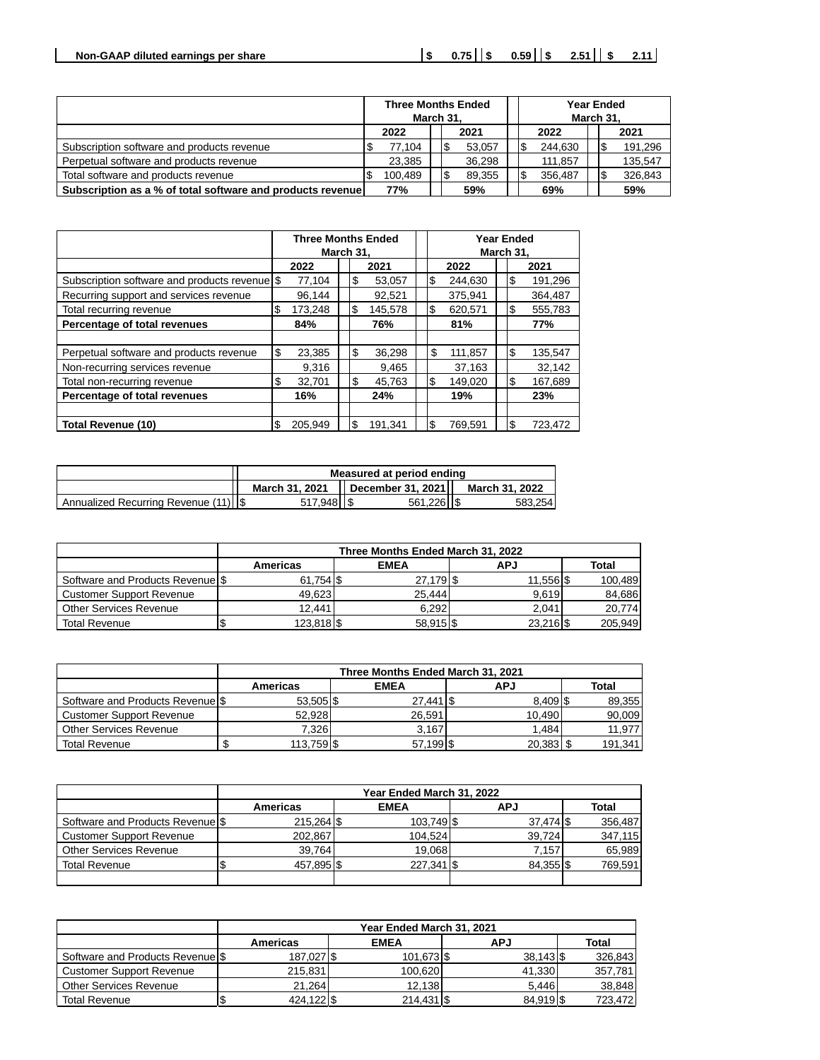| Non-GAAP diluted earnings per share | $ 0.75 | $ 0.59 | $ 2.51 | $ 2.11 |
|---|---|---|---|---|

| | Three Months Ended March 31, | | Year Ended March 31, | |
|---|---|---|---|---|
| | 2022 | 2021 | 2022 | 2021 |
| Subscription software and products revenue | $ 77,104 | $ 53,057 | $ 244,630 | $ 191,296 |
| Perpetual software and products revenue | 23,385 | 36,298 | 111,857 | 135,547 |
| Total software and products revenue | $ 100,489 | $ 89,355 | $ 356,487 | $ 326,843 |
| **Subscription as a % of total software and products revenue** | **77%** | **59%** | **69%** | **59%** |

| | Three Months Ended March 31, | | Year Ended March 31, | |
|---|---|---|---|---|
| | 2022 | 2021 | 2022 | 2021 |
| Subscription software and products revenue | $ 77,104 | $ 53,057 | $ 244,630 | $ 191,296 |
| Recurring support and services revenue | 96,144 | 92,521 | 375,941 | 364,487 |
| Total recurring revenue | $ 173,248 | $ 145,578 | $ 620,571 | $ 555,783 |
| **Percentage of total revenues** | **84%** | **76%** | **81%** | **77%** |
| | | | | |
| Perpetual software and products revenue | $ 23,385 | $ 36,298 | $ 111,857 | $ 135,547 |
| Non-recurring services revenue | 9,316 | 9,465 | 37,163 | 32,142 |
| Total non-recurring revenue | $ 32,701 | $ 45,763 | $ 149,020 | $ 167,689 |
| **Percentage of total revenues** | **16%** | **24%** | **19%** | **23%** |
| | | | | |
| **Total Revenue (10)** | $ 205,949 | $ 191,341 | $ 769,591 | $ 723,472 |

| | Measured at period ending | | |
|---|---|---|---|
| | March 31, 2021 | December 31, 2021 | March 31, 2022 |
| Annualized Recurring Revenue (11) | $ 517,948 | $ 561,226 | $ 583,254 |

| | Three Months Ended March 31, 2022 | | | |
|---|---|---|---|---|
| | Americas | EMEA | APJ | Total |
| Software and Products Revenue | $ 61,754 | $ 27,179 | $ 11,556 | $ 100,489 |
| Customer Support Revenue | 49,623 | 25,444 | 9,619 | 84,686 |
| Other Services Revenue | 12,441 | 6,292 | 2,041 | 20,774 |
| Total Revenue | $ 123,818 | $ 58,915 | $ 23,216 | $ 205,949 |

| | Three Months Ended March 31, 2021 | | | |
|---|---|---|---|---|
| | Americas | EMEA | APJ | Total |
| Software and Products Revenue | $ 53,505 | $ 27,441 | $ 8,409 | $ 89,355 |
| Customer Support Revenue | 52,928 | 26,591 | 10,490 | 90,009 |
| Other Services Revenue | 7,326 | 3,167 | 1,484 | 11,977 |
| Total Revenue | $ 113,759 | $ 57,199 | $ 20,383 | $ 191,341 |

| | Year Ended March 31, 2022 | | | |
|---|---|---|---|---|
| | Americas | EMEA | APJ | Total |
| Software and Products Revenue | $ 215,264 | $ 103,749 | $ 37,474 | $ 356,487 |
| Customer Support Revenue | 202,867 | 104,524 | 39,724 | 347,115 |
| Other Services Revenue | 39,764 | 19,068 | 7,157 | 65,989 |
| Total Revenue | $ 457,895 | $ 227,341 | $ 84,355 | $ 769,591 |

| | Year Ended March 31, 2021 | | | |
|---|---|---|---|---|
| | Americas | EMEA | APJ | Total |
| Software and Products Revenue | $ 187,027 | $ 101,673 | $ 38,143 | $ 326,843 |
| Customer Support Revenue | 215,831 | 100,620 | 41,330 | 357,781 |
| Other Services Revenue | 21,264 | 12,138 | 5,446 | 38,848 |
| Total Revenue | $ 424,122 | $ 214,431 | $ 84,919 | $ 723,472 |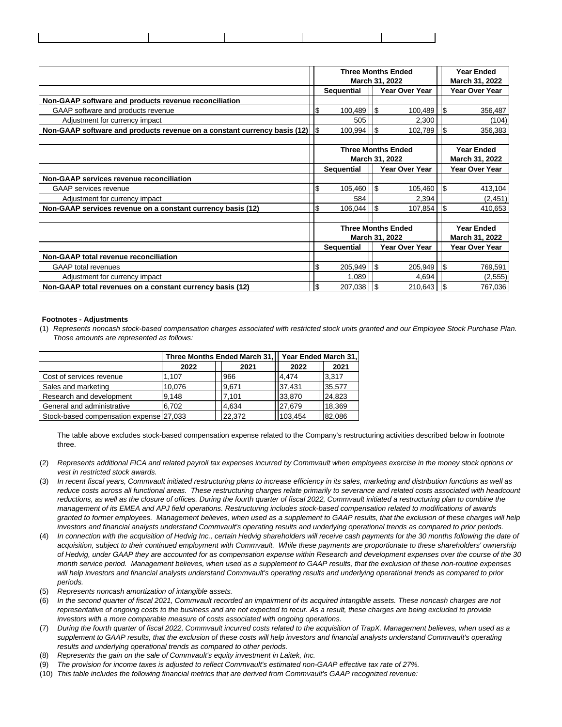| | Three Months Ended March 31, 2022 | | Year Ended March 31, 2022 |
|---|---|---|---|
| | Sequential | Year Over Year | Year Over Year |
| **Non-GAAP software and products revenue reconciliation** | | | |
| GAAP software and products revenue | $ 100,489 | $ 100,489 | $ 356,487 |
| Adjustment for currency impact | 505 | 2,300 | (104) |
| **Non-GAAP software and products revenue on a constant currency basis (12)** | $ 100,994 | $ 102,789 | $ 356,383 |

| | Three Months Ended March 31, 2022 | | Year Ended March 31, 2022 |
|---|---|---|---|
| | Sequential | Year Over Year | Year Over Year |
| **Non-GAAP services revenue reconciliation** | | | |
| GAAP services revenue | $ 105,460 | $ 105,460 | $ 413,104 |
| Adjustment for currency impact | 584 | 2,394 | (2,451) |
| **Non-GAAP services revenue on a constant currency basis (12)** | $ 106,044 | $ 107,854 | $ 410,653 |

| | Three Months Ended March 31, 2022 | | Year Ended March 31, 2022 |
|---|---|---|---|
| | Sequential | Year Over Year | Year Over Year |
| **Non-GAAP total revenue reconciliation** | | | |
| GAAP total revenues | $ 205,949 | $ 205,949 | $ 769,591 |
| Adjustment for currency impact | 1,089 | 4,694 | (2,555) |
| **Non-GAAP total revenues on a constant currency basis (12)** | $ 207,038 | $ 210,643 | $ 767,036 |

**Footnotes - Adjustments**

(1) *Represents noncash stock-based compensation charges associated with restricted stock units granted and our Employee Stock Purchase Plan. Those amounts are represented as follows:*

| | Three Months Ended March 31, | | Year Ended March 31, | |
|---|---|---|---|---|
| | 2022 | 2021 | 2022 | 2021 |
| Cost of services revenue | 1,107 | 966 | 4,474 | 3,317 |
| Sales and marketing | 10,076 | 9,671 | 37,431 | 35,577 |
| Research and development | 9,148 | 7,101 | 33,870 | 24,823 |
| General and administrative | 6,702 | 4,634 | 27,679 | 18,369 |
| Stock-based compensation expense | 27,033 | 22,372 | 103,454 | 82,086 |

The table above excludes stock-based compensation expense related to the Company's restructuring activities described below in footnote three.

(2) *Represents additional FICA and related payroll tax expenses incurred by Commvault when employees exercise in the money stock options or vest in restricted stock awards.*

(3) *In recent fiscal years, Commvault initiated restructuring plans to increase efficiency in its sales, marketing and distribution functions as well as reduce costs across all functional areas. These restructuring charges relate primarily to severance and related costs associated with headcount reductions, as well as the closure of offices. During the fourth quarter of fiscal 2022, Commvault initiated a restructuring plan to combine the management of its EMEA and APJ field operations. Restructuring includes stock-based compensation related to modifications of awards granted to former employees. Management believes, when used as a supplement to GAAP results, that the exclusion of these charges will help investors and financial analysts understand Commvault's operating results and underlying operational trends as compared to prior periods.*

(4) *In connection with the acquisition of Hedvig Inc., certain Hedvig shareholders will receive cash payments for the 30 months following the date of acquisition, subject to their continued employment with Commvault. While these payments are proportionate to these shareholders' ownership of Hedvig, under GAAP they are accounted for as compensation expense within Research and development expenses over the course of the 30 month service period. Management believes, when used as a supplement to GAAP results, that the exclusion of these non-routine expenses will help investors and financial analysts understand Commvault's operating results and underlying operational trends as compared to prior periods.*

(5) *Represents noncash amortization of intangible assets.*

(6) *In the second quarter of fiscal 2021, Commvault recorded an impairment of its acquired intangible assets. These noncash charges are not representative of ongoing costs to the business and are not expected to recur. As a result, these charges are being excluded to provide investors with a more comparable measure of costs associated with ongoing operations.*

(7) *During the fourth quarter of fiscal 2022, Commvault incurred costs related to the acquisition of TrapX. Management believes, when used as a supplement to GAAP results, that the exclusion of these costs will help investors and financial analysts understand Commvault's operating results and underlying operational trends as compared to other periods.*

(8) *Represents the gain on the sale of Commvault's equity investment in Laitek, Inc.*

(9) *The provision for income taxes is adjusted to reflect Commvault's estimated non-GAAP effective tax rate of 27%.*

(10) *This table includes the following financial metrics that are derived from Commvault's GAAP recognized revenue:*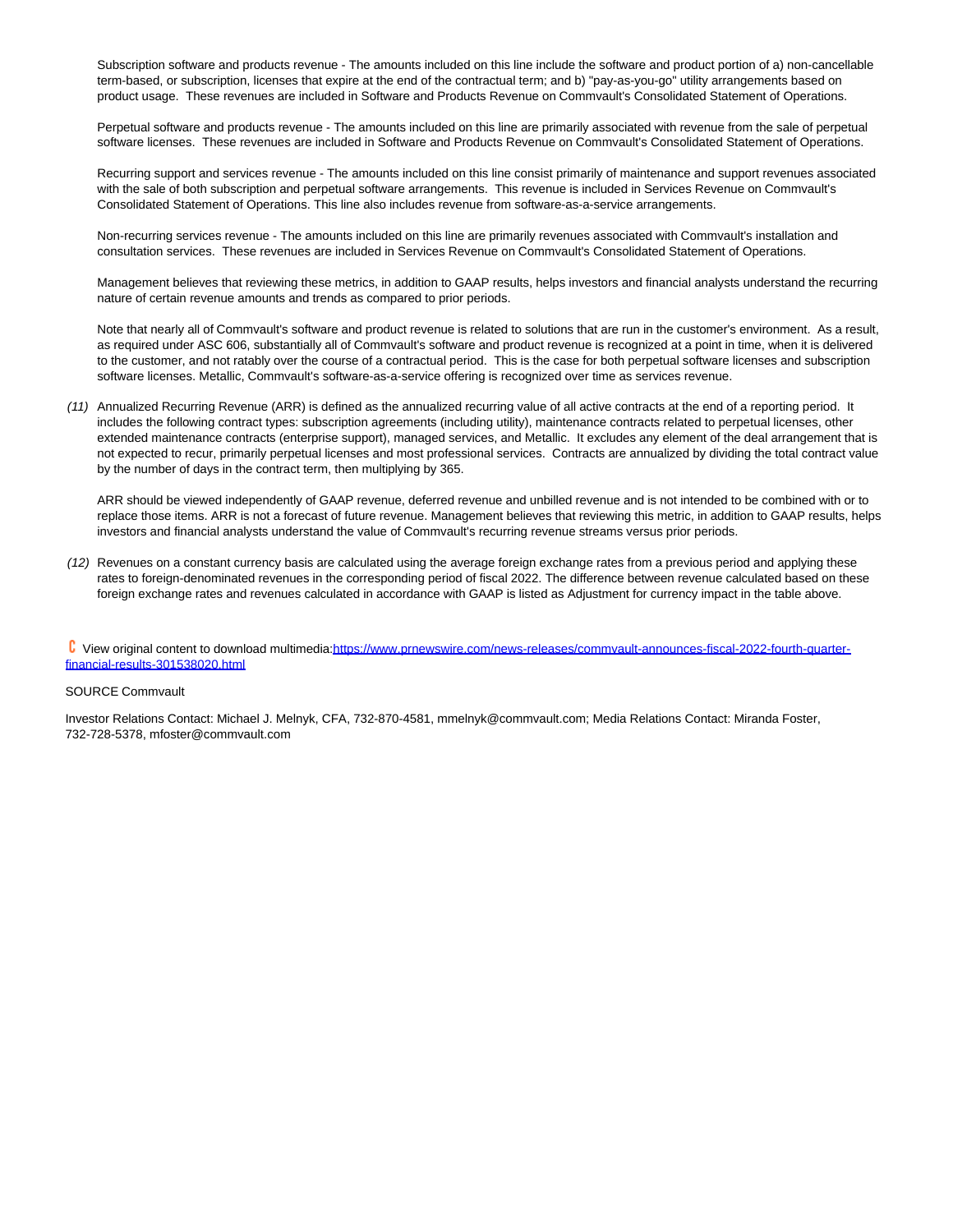Subscription software and products revenue - The amounts included on this line include the software and product portion of a) non-cancellable term-based, or subscription, licenses that expire at the end of the contractual term; and b) "pay-as-you-go" utility arrangements based on product usage. These revenues are included in Software and Products Revenue on Commvault's Consolidated Statement of Operations.

Perpetual software and products revenue - The amounts included on this line are primarily associated with revenue from the sale of perpetual software licenses. These revenues are included in Software and Products Revenue on Commvault's Consolidated Statement of Operations.

Recurring support and services revenue - The amounts included on this line consist primarily of maintenance and support revenues associated with the sale of both subscription and perpetual software arrangements. This revenue is included in Services Revenue on Commvault's Consolidated Statement of Operations. This line also includes revenue from software-as-a-service arrangements.

Non-recurring services revenue - The amounts included on this line are primarily revenues associated with Commvault's installation and consultation services. These revenues are included in Services Revenue on Commvault's Consolidated Statement of Operations.

Management believes that reviewing these metrics, in addition to GAAP results, helps investors and financial analysts understand the recurring nature of certain revenue amounts and trends as compared to prior periods.

Note that nearly all of Commvault's software and product revenue is related to solutions that are run in the customer's environment. As a result, as required under ASC 606, substantially all of Commvault's software and product revenue is recognized at a point in time, when it is delivered to the customer, and not ratably over the course of a contractual period. This is the case for both perpetual software licenses and subscription software licenses. Metallic, Commvault's software-as-a-service offering is recognized over time as services revenue.

*(11)* Annualized Recurring Revenue (ARR) is defined as the annualized recurring value of all active contracts at the end of a reporting period. It includes the following contract types: subscription agreements (including utility), maintenance contracts related to perpetual licenses, other extended maintenance contracts (enterprise support), managed services, and Metallic. It excludes any element of the deal arrangement that is not expected to recur, primarily perpetual licenses and most professional services. Contracts are annualized by dividing the total contract value by the number of days in the contract term, then multiplying by 365.

ARR should be viewed independently of GAAP revenue, deferred revenue and unbilled revenue and is not intended to be combined with or to replace those items. ARR is not a forecast of future revenue. Management believes that reviewing this metric, in addition to GAAP results, helps investors and financial analysts understand the value of Commvault's recurring revenue streams versus prior periods.

*(12)* Revenues on a constant currency basis are calculated using the average foreign exchange rates from a previous period and applying these rates to foreign-denominated revenues in the corresponding period of fiscal 2022. The difference between revenue calculated based on these foreign exchange rates and revenues calculated in accordance with GAAP is listed as Adjustment for currency impact in the table above.

View original content to download multimedia:https://www.prnewswire.com/news-releases/commvault-announces-fiscal-2022-fourth-quarter-financial-results-301538020.html

SOURCE Commvault

Investor Relations Contact: Michael J. Melnyk, CFA, 732-870-4581, mmelnyk@commvault.com; Media Relations Contact: Miranda Foster, 732-728-5378, mfoster@commvault.com